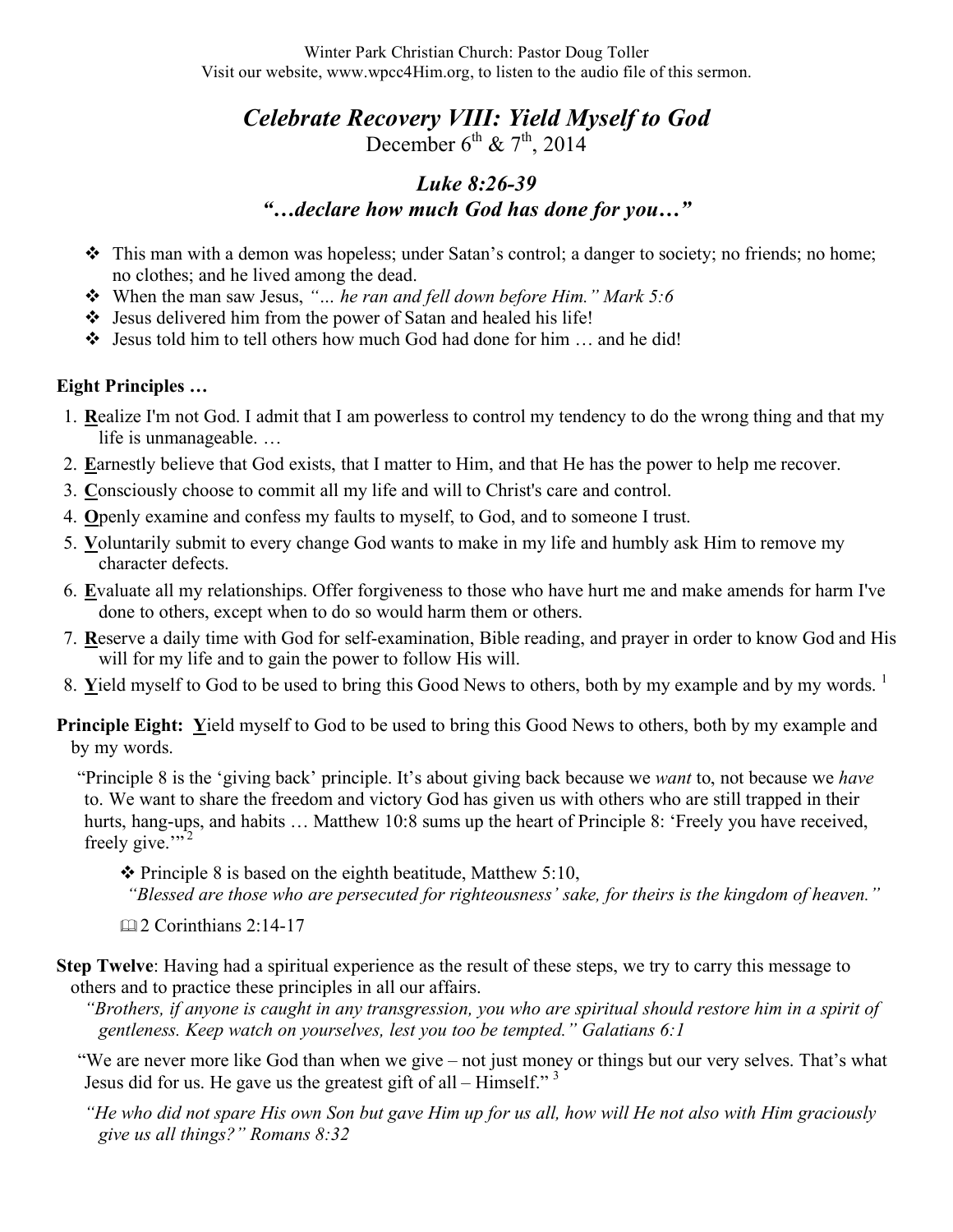Winter Park Christian Church: Pastor Doug Toller
Visit our website, www.wpcc4Him.org, to listen to the audio file of this sermon.

# *Celebrate Recovery VIII: Yield Myself to God*

December 6th & 7th, 2014

## *Luke 8:26-39*
## *"…declare how much God has done for you…"*

- This man with a demon was hopeless; under Satan's control; a danger to society; no friends; no home; no clothes; and he lived among the dead.
- When the man saw Jesus, *"… he ran and fell down before Him." Mark 5:6*
- Jesus delivered him from the power of Satan and healed his life!
- Jesus told him to tell others how much God had done for him … and he did!

**Eight Principles …**

1. **R**ealize I'm not God. I admit that I am powerless to control my tendency to do the wrong thing and that my life is unmanageable. …
2. **E**arnestly believe that God exists, that I matter to Him, and that He has the power to help me recover.
3. **C**onsciously choose to commit all my life and will to Christ's care and control.
4. **O**penly examine and confess my faults to myself, to God, and to someone I trust.
5. **V**oluntarily submit to every change God wants to make in my life and humbly ask Him to remove my character defects.
6. **E**valuate all my relationships. Offer forgiveness to those who have hurt me and make amends for harm I've done to others, except when to do so would harm them or others.
7. **R**eserve a daily time with God for self-examination, Bible reading, and prayer in order to know God and His will for my life and to gain the power to follow His will.
8. **Y**ield myself to God to be used to bring this Good News to others, both by my example and by my words. [1]

**Principle Eight: Y**ield myself to God to be used to bring this Good News to others, both by my example and by my words.

"Principle 8 is the 'giving back' principle. It's about giving back because we *want* to, not because we *have* to. We want to share the freedom and victory God has given us with others who are still trapped in their hurts, hang-ups, and habits … Matthew 10:8 sums up the heart of Principle 8: 'Freely you have received, freely give.'" [2]

- Principle 8 is based on the eighth beatitude, Matthew 5:10,
  *"Blessed are those who are persecuted for righteousness' sake, for theirs is the kingdom of heaven."*

📖 2 Corinthians 2:14-17

**Step Twelve**: Having had a spiritual experience as the result of these steps, we try to carry this message to others and to practice these principles in all our affairs.

*"Brothers, if anyone is caught in any transgression, you who are spiritual should restore him in a spirit of gentleness. Keep watch on yourselves, lest you too be tempted." Galatians 6:1*

"We are never more like God than when we give – not just money or things but our very selves. That's what Jesus did for us. He gave us the greatest gift of all – Himself." [3]

*"He who did not spare His own Son but gave Him up for us all, how will He not also with Him graciously give us all things?" Romans 8:32*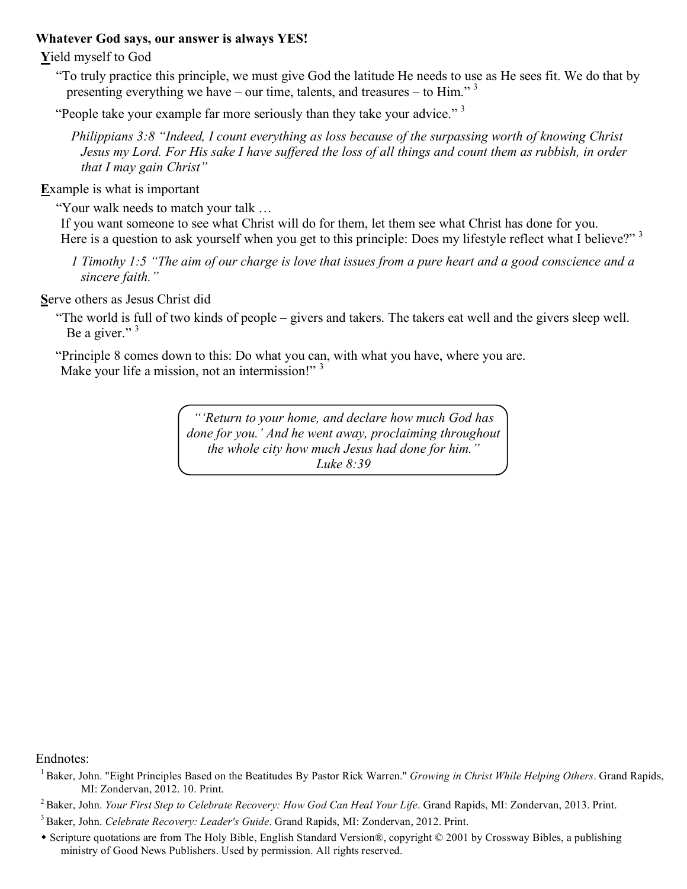**Whatever God says, our answer is always YES!**

**Y**ield myself to God

"To truly practice this principle, we must give God the latitude He needs to use as He sees fit. We do that by presenting everything we have – our time, talents, and treasures – to Him." [3]

"People take your example far more seriously than they take your advice." [3]

*Philippians 3:8 "Indeed, I count everything as loss because of the surpassing worth of knowing Christ Jesus my Lord. For His sake I have suffered the loss of all things and count them as rubbish, in order that I may gain Christ"*

**E**xample is what is important

"Your walk needs to match your talk …
If you want someone to see what Christ will do for them, let them see what Christ has done for you.
Here is a question to ask yourself when you get to this principle: Does my lifestyle reflect what I believe?" [3]

*1 Timothy 1:5 "The aim of our charge is love that issues from a pure heart and a good conscience and a sincere faith."*

**S**erve others as Jesus Christ did

"The world is full of two kinds of people – givers and takers. The takers eat well and the givers sleep well. Be a giver." [3]

"Principle 8 comes down to this: Do what you can, with what you have, where you are.
Make your life a mission, not an intermission!" [3]

*"'Return to your home, and declare how much God has done for you.' And he went away, proclaiming throughout the whole city how much Jesus had done for him."*
*Luke 8:39*

Endnotes:

[1] Baker, John. "Eight Principles Based on the Beatitudes By Pastor Rick Warren." *Growing in Christ While Helping Others*. Grand Rapids, MI: Zondervan, 2012. 10. Print.

[2] Baker, John. *Your First Step to Celebrate Recovery: How God Can Heal Your Life*. Grand Rapids, MI: Zondervan, 2013. Print.

[3] Baker, John. *Celebrate Recovery: Leader's Guide*. Grand Rapids, MI: Zondervan, 2012. Print.

◆ Scripture quotations are from The Holy Bible, English Standard Version®, copyright © 2001 by Crossway Bibles, a publishing ministry of Good News Publishers. Used by permission. All rights reserved.